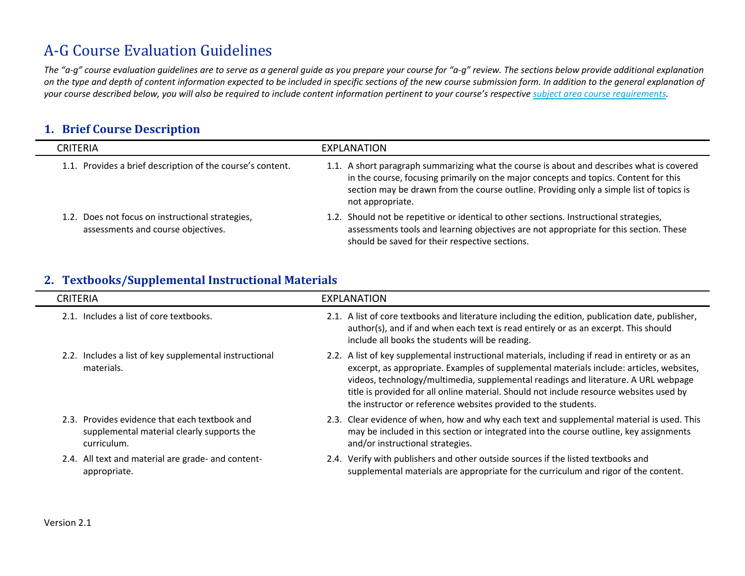# A-G Course Evaluation Guidelines

*The "a-g" course evaluation guidelines are to serve as a general guide as you prepare your course for "a-g" review. The sections below provide additional explanation on the type and depth of content information expected to be included in specific sections of the new course submission form. In addition to the general explanation of your course described below, you will also be required to include content information pertinent to your course's respective [subject area course requirements](subject area course requirements).*

## 1. Brief Course Description

| CRITERIA | EXPLANATION |
|---|---|
| 1.1. Provides a brief description of the course's content. | 1.1. A short paragraph summarizing what the course is about and describes what is covered in the course, focusing primarily on the major concepts and topics. Content for this section may be drawn from the course outline. Providing only a simple list of topics is not appropriate. |
| 1.2. Does not focus on instructional strategies, assessments and course objectives. | 1.2. Should not be repetitive or identical to other sections. Instructional strategies, assessments tools and learning objectives are not appropriate for this section. These should be saved for their respective sections. |

## 2. Textbooks/Supplemental Instructional Materials

| CRITERIA | EXPLANATION |
|---|---|
| 2.1. Includes a list of core textbooks. | 2.1. A list of core textbooks and literature including the edition, publication date, publisher, author(s), and if and when each text is read entirely or as an excerpt. This should include all books the students will be reading. |
| 2.2. Includes a list of key supplemental instructional materials. | 2.2. A list of key supplemental instructional materials, including if read in entirety or as an excerpt, as appropriate. Examples of supplemental materials include: articles, websites, videos, technology/multimedia, supplemental readings and literature. A URL webpage title is provided for all online material. Should not include resource websites used by the instructor or reference websites provided to the students. |
| 2.3. Provides evidence that each textbook and supplemental material clearly supports the curriculum. | 2.3. Clear evidence of when, how and why each text and supplemental material is used. This may be included in this section or integrated into the course outline, key assignments and/or instructional strategies. |
| 2.4. All text and material are grade- and content-appropriate. | 2.4. Verify with publishers and other outside sources if the listed textbooks and supplemental materials are appropriate for the curriculum and rigor of the content. |

Version 2.1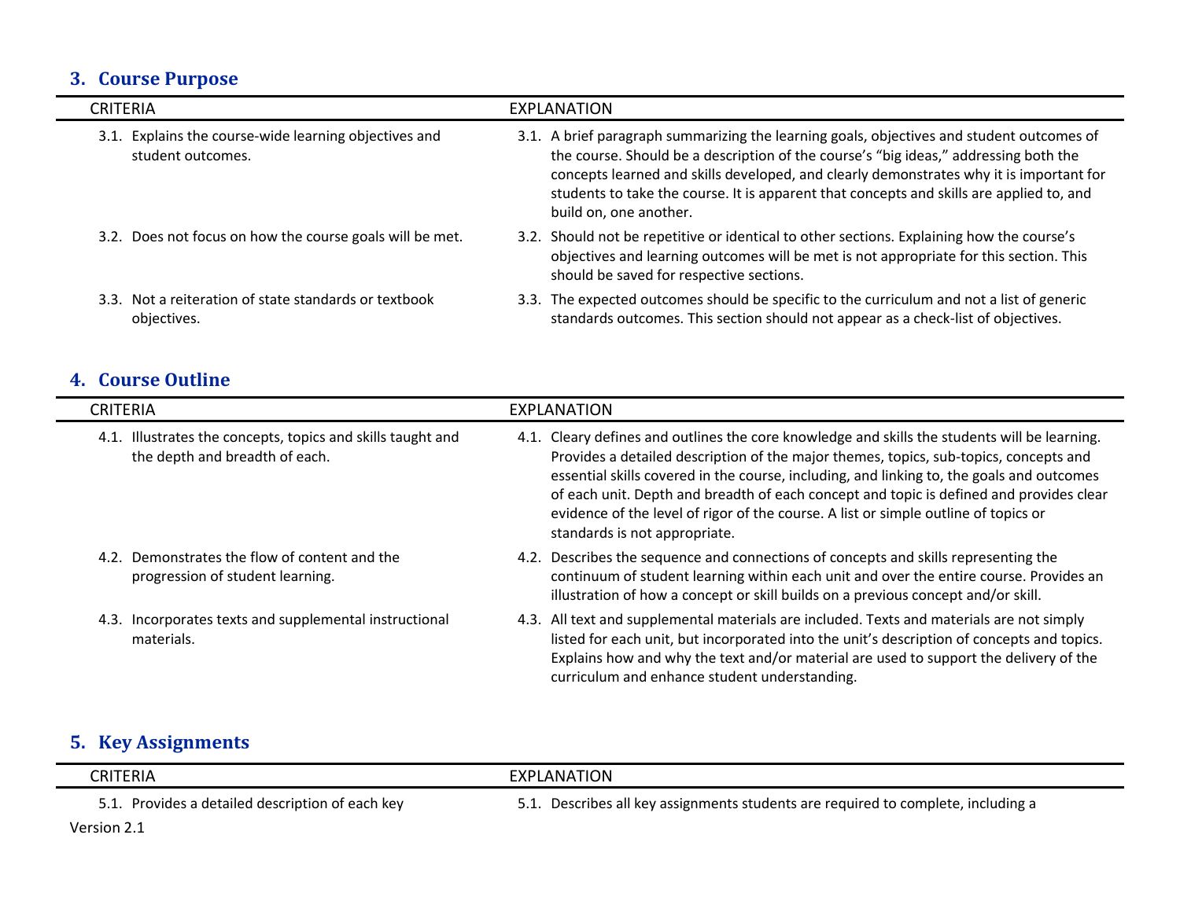## 3. Course Purpose

| CRITERIA | EXPLANATION |
|---|---|
| 3.1. Explains the course-wide learning objectives and student outcomes. | 3.1. A brief paragraph summarizing the learning goals, objectives and student outcomes of the course. Should be a description of the course's "big ideas," addressing both the concepts learned and skills developed, and clearly demonstrates why it is important for students to take the course. It is apparent that concepts and skills are applied to, and build on, one another. |
| 3.2. Does not focus on how the course goals will be met. | 3.2. Should not be repetitive or identical to other sections. Explaining how the course's objectives and learning outcomes will be met is not appropriate for this section. This should be saved for respective sections. |
| 3.3. Not a reiteration of state standards or textbook objectives. | 3.3. The expected outcomes should be specific to the curriculum and not a list of generic standards outcomes. This section should not appear as a check-list of objectives. |

## 4. Course Outline

| CRITERIA | EXPLANATION |
|---|---|
| 4.1. Illustrates the concepts, topics and skills taught and the depth and breadth of each. | 4.1. Cleary defines and outlines the core knowledge and skills the students will be learning. Provides a detailed description of the major themes, topics, sub-topics, concepts and essential skills covered in the course, including, and linking to, the goals and outcomes of each unit. Depth and breadth of each concept and topic is defined and provides clear evidence of the level of rigor of the course. A list or simple outline of topics or standards is not appropriate. |
| 4.2. Demonstrates the flow of content and the progression of student learning. | 4.2. Describes the sequence and connections of concepts and skills representing the continuum of student learning within each unit and over the entire course. Provides an illustration of how a concept or skill builds on a previous concept and/or skill. |
| 4.3. Incorporates texts and supplemental instructional materials. | 4.3. All text and supplemental materials are included. Texts and materials are not simply listed for each unit, but incorporated into the unit's description of concepts and topics. Explains how and why the text and/or material are used to support the delivery of the curriculum and enhance student understanding. |

## 5. Key Assignments

| CRITERIA | EXPLANATION |
|---|---|
| 5.1. Provides a detailed description of each key | 5.1. Describes all key assignments students are required to complete, including a |

Version 2.1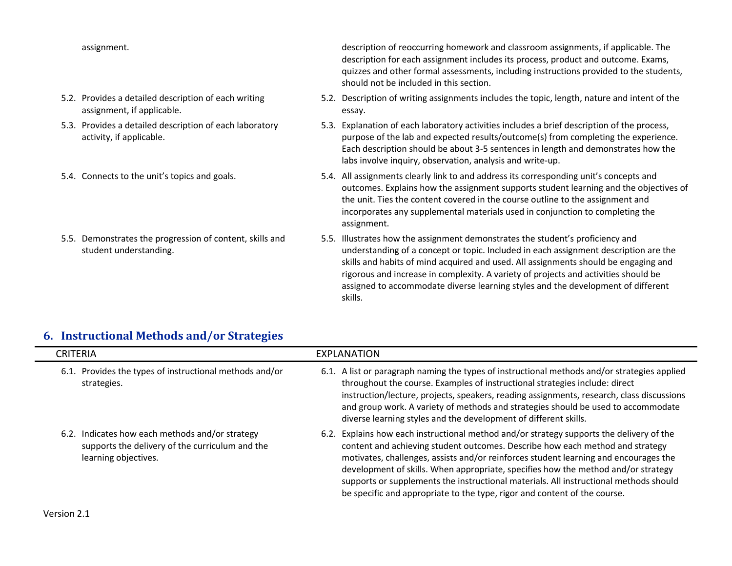| CRITERIA | EXPLANATION |
| --- | --- |
| assignment. | description of reoccurring homework and classroom assignments, if applicable. The description for each assignment includes its process, product and outcome. Exams, quizzes and other formal assessments, including instructions provided to the students, should not be included in this section. |
| 5.2. Provides a detailed description of each writing assignment, if applicable. | 5.2. Description of writing assignments includes the topic, length, nature and intent of the essay. |
| 5.3. Provides a detailed description of each laboratory activity, if applicable. | 5.3. Explanation of each laboratory activities includes a brief description of the process, purpose of the lab and expected results/outcome(s) from completing the experience. Each description should be about 3-5 sentences in length and demonstrates how the labs involve inquiry, observation, analysis and write-up. |
| 5.4. Connects to the unit's topics and goals. | 5.4. All assignments clearly link to and address its corresponding unit's concepts and outcomes. Explains how the assignment supports student learning and the objectives of the unit. Ties the content covered in the course outline to the assignment and incorporates any supplemental materials used in conjunction to completing the assignment. |
| 5.5. Demonstrates the progression of content, skills and student understanding. | 5.5. Illustrates how the assignment demonstrates the student's proficiency and understanding of a concept or topic. Included in each assignment description are the skills and habits of mind acquired and used. All assignments should be engaging and rigorous and increase in complexity. A variety of projects and activities should be assigned to accommodate diverse learning styles and the development of different skills. |

## 6. Instructional Methods and/or Strategies

| CRITERIA | EXPLANATION |
| --- | --- |
| 6.1. Provides the types of instructional methods and/or strategies. | 6.1. A list or paragraph naming the types of instructional methods and/or strategies applied throughout the course. Examples of instructional strategies include: direct instruction/lecture, projects, speakers, reading assignments, research, class discussions and group work. A variety of methods and strategies should be used to accommodate diverse learning styles and the development of different skills. |
| 6.2. Indicates how each methods and/or strategy supports the delivery of the curriculum and the learning objectives. | 6.2. Explains how each instructional method and/or strategy supports the delivery of the content and achieving student outcomes. Describe how each method and strategy motivates, challenges, assists and/or reinforces student learning and encourages the development of skills. When appropriate, specifies how the method and/or strategy supports or supplements the instructional materials. All instructional methods should be specific and appropriate to the type, rigor and content of the course. |

Version 2.1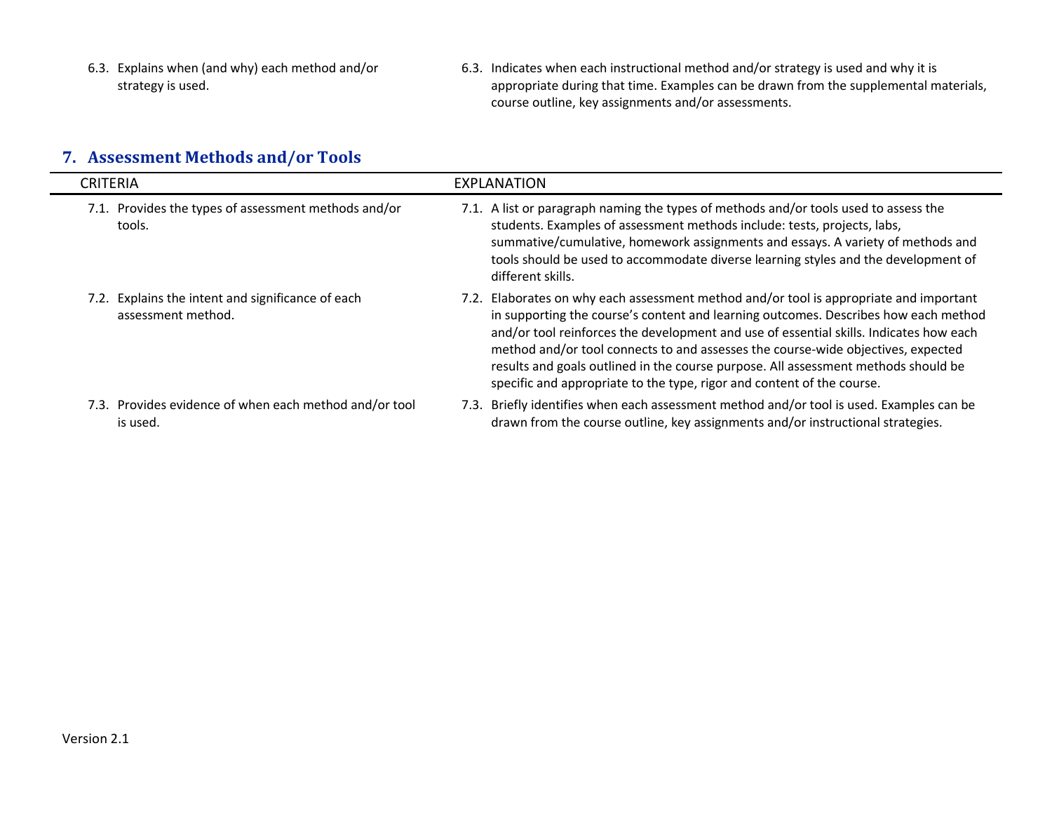| | |
|---|---|
| 6.3. Explains when (and why) each method and/or strategy is used. | 6.3. Indicates when each instructional method and/or strategy is used and why it is appropriate during that time. Examples can be drawn from the supplemental materials, course outline, key assignments and/or assessments. |

## 7. Assessment Methods and/or Tools

| CRITERIA | EXPLANATION |
|---|---|
| 7.1. Provides the types of assessment methods and/or tools. | 7.1. A list or paragraph naming the types of methods and/or tools used to assess the students. Examples of assessment methods include: tests, projects, labs, summative/cumulative, homework assignments and essays. A variety of methods and tools should be used to accommodate diverse learning styles and the development of different skills. |
| 7.2. Explains the intent and significance of each assessment method. | 7.2. Elaborates on why each assessment method and/or tool is appropriate and important in supporting the course's content and learning outcomes. Describes how each method and/or tool reinforces the development and use of essential skills. Indicates how each method and/or tool connects to and assesses the course-wide objectives, expected results and goals outlined in the course purpose. All assessment methods should be specific and appropriate to the type, rigor and content of the course. |
| 7.3. Provides evidence of when each method and/or tool is used. | 7.3. Briefly identifies when each assessment method and/or tool is used. Examples can be drawn from the course outline, key assignments and/or instructional strategies. |

Version 2.1